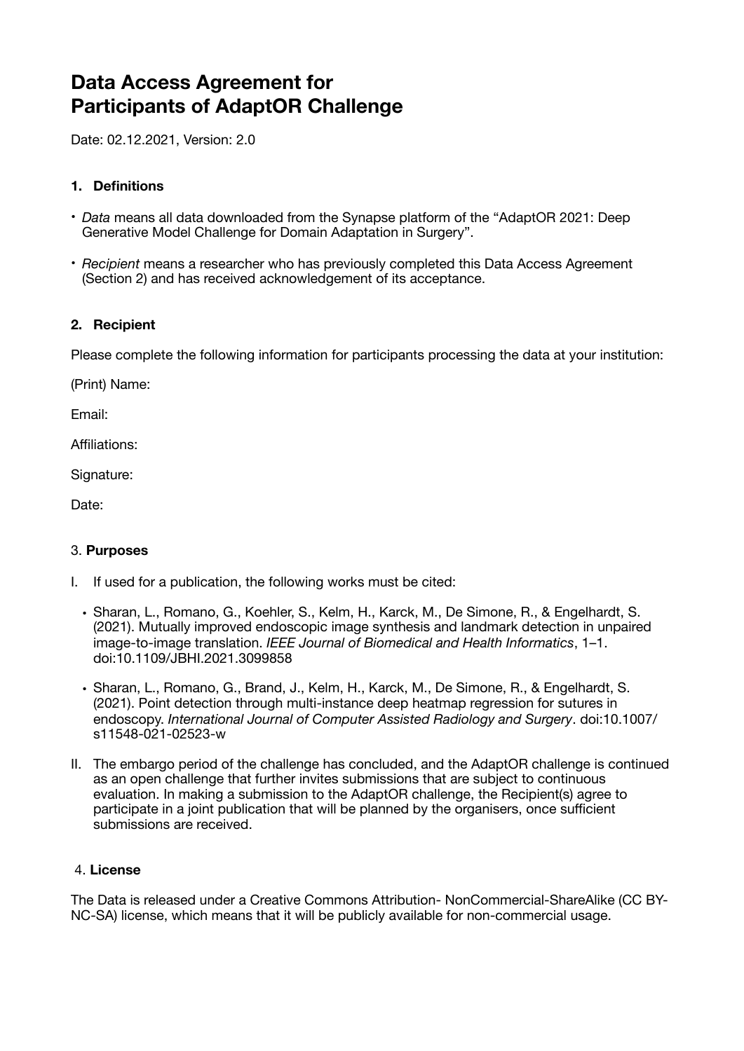# Data Access Agreement for Participants of AdaptOR Challenge

Date: 02.12.2021, Version: 2.0

## 1. Definitions

- *Data* means all data downloaded from the Synapse platform of the "AdaptOR 2021: Deep Generative Model Challenge for Domain Adaptation in Surgery".
- *Recipient* means a researcher who has previously completed this Data Access Agreement (Section 2) and has received acknowledgement of its acceptance.

## 2. Recipient

Please complete the following information for participants processing the data at your institution:

(Print) Name:

Email:

Affiliations:

Signature:

Date:

## 3. Purposes

I. If used for a publication, the following works must be cited:

- Sharan, L., Romano, G., Koehler, S., Kelm, H., Karck, M., De Simone, R., & Engelhardt, S. (2021). Mutually improved endoscopic image synthesis and landmark detection in unpaired image-to-image translation. *IEEE Journal of Biomedical and Health Informatics*, 1–1. doi:10.1109/JBHI.2021.3099858
- Sharan, L., Romano, G., Brand, J., Kelm, H., Karck, M., De Simone, R., & Engelhardt, S. (2021). Point detection through multi-instance deep heatmap regression for sutures in endoscopy. *International Journal of Computer Assisted Radiology and Surgery*. doi:10.1007/s11548-021-02523-w

II. The embargo period of the challenge has concluded, and the AdaptOR challenge is continued as an open challenge that further invites submissions that are subject to continuous evaluation. In making a submission to the AdaptOR challenge, the Recipient(s) agree to participate in a joint publication that will be planned by the organisers, once sufficient submissions are received.

## 4. License

The Data is released under a Creative Commons Attribution- NonCommercial-ShareAlike (CC BY-NC-SA) license, which means that it will be publicly available for non-commercial usage.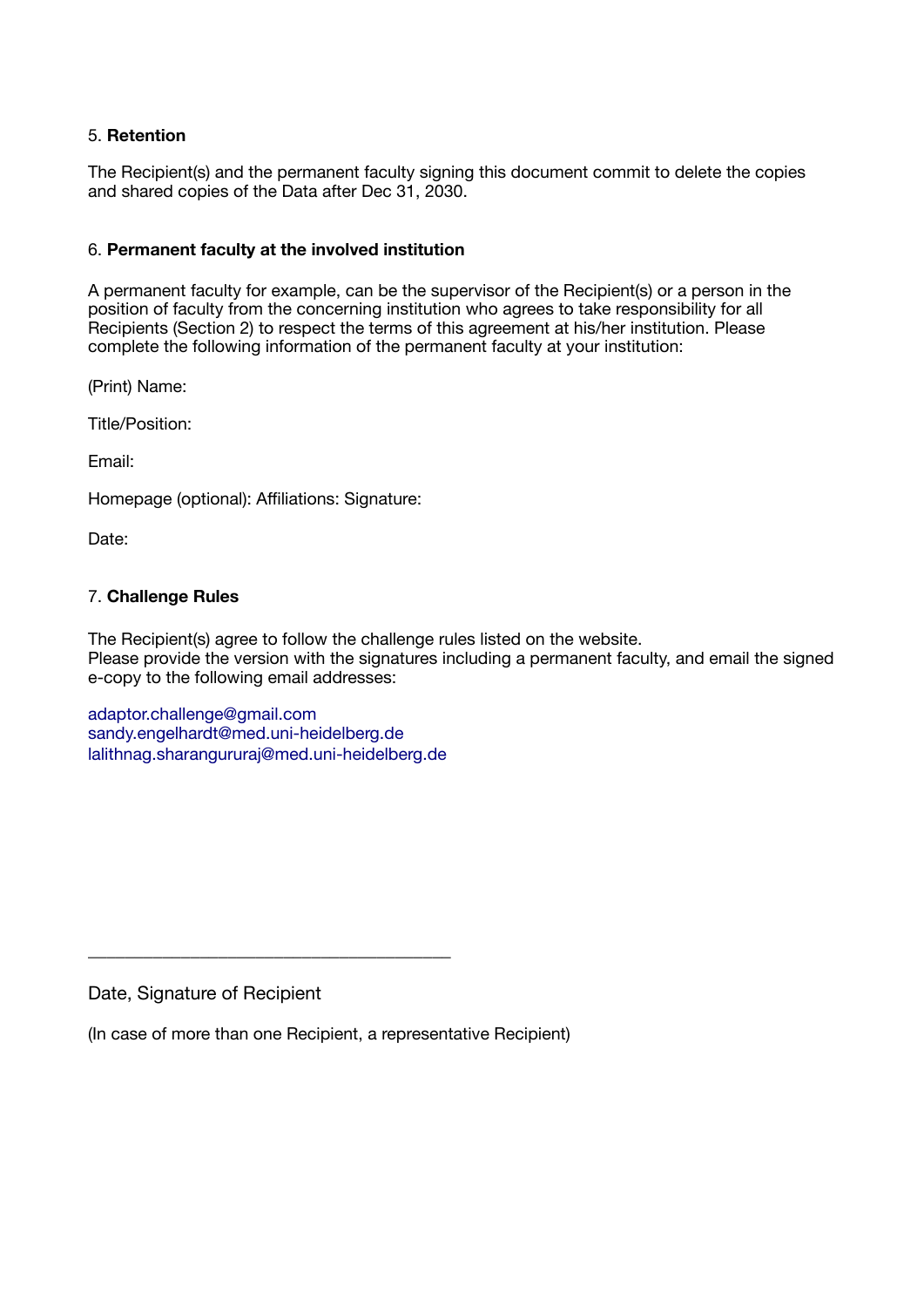5. **Retention**

The Recipient(s) and the permanent faculty signing this document commit to delete the copies and shared copies of the Data after Dec 31, 2030.

6. **Permanent faculty at the involved institution**

A permanent faculty for example, can be the supervisor of the Recipient(s) or a person in the position of faculty from the concerning institution who agrees to take responsibility for all Recipients (Section 2) to respect the terms of this agreement at his/her institution. Please complete the following information of the permanent faculty at your institution:

(Print) Name:

Title/Position:

Email:

Homepage (optional): Affiliations: Signature:

Date:

7. **Challenge Rules**

The Recipient(s) agree to follow the challenge rules listed on the website.
Please provide the version with the signatures including a permanent faculty, and email the signed e-copy to the following email addresses:

adaptor.challenge@gmail.com
sandy.engelhardt@med.uni-heidelberg.de
lalithnag.sharangururaj@med.uni-heidelberg.de

\_\_\_\_\_\_\_\_\_\_\_\_\_\_\_\_\_\_\_\_\_\_\_\_\_\_\_\_\_\_\_\_\_\_\_\_\_\_\_\_

Date, Signature of Recipient

(In case of more than one Recipient, a representative Recipient)